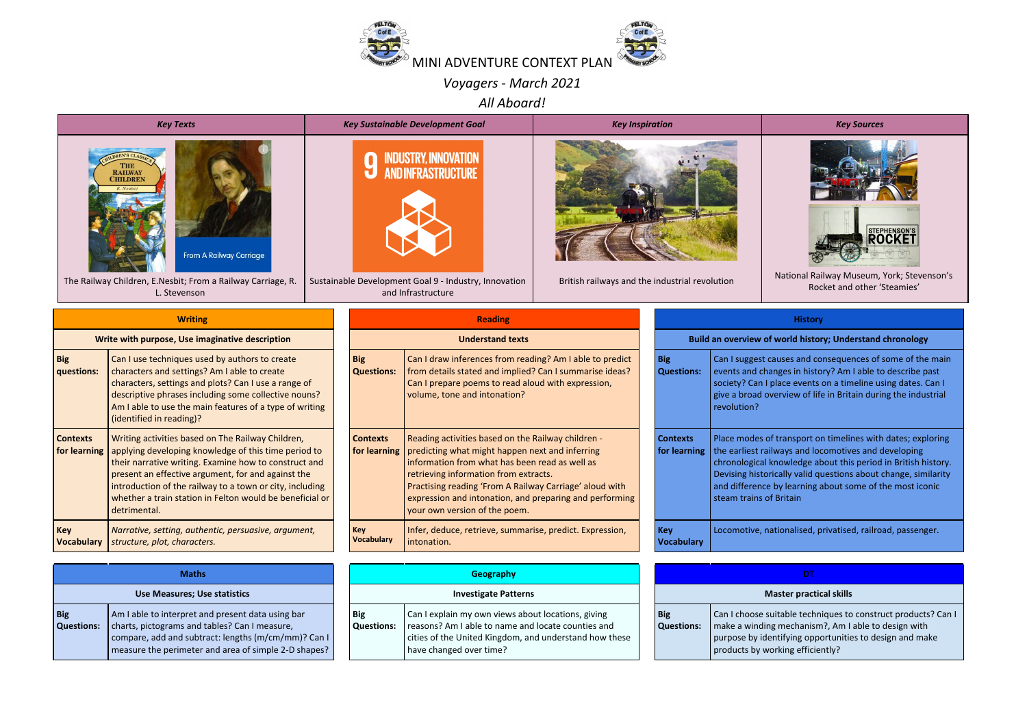# MINI ADVENTURE CONTEXT PLAN

*Voyagers - March 2021*

*All Aboard!*

| *Key Texts* | *Key Sustainable Development Goal* | *Key Inspiration* | *Key Sources* |
|---|---|---|---|
| The Railway Children, E.Nesbit; From a Railway Carriage, R. L. Stevenson | Sustainable Development Goal 9 - Industry, Innovation and Infrastructure | British railways and the industrial revolution | National Railway Museum, York; Stevenson's Rocket and other 'Steamies' |

| Writing | |
|---|---|
| **Write with purpose, Use imaginative description** | |
| **Big questions:** | Can I use techniques used by authors to create characters and settings? Am I able to create characters, settings and plots? Can I use a range of descriptive phrases including some collective nouns? Am I able to use the main features of a type of writing (identified in reading)? |
| **Contexts for learning** | Writing activities based on The Railway Children, applying developing knowledge of this time period to their narrative writing. Examine how to construct and present an effective argument, for and against the introduction of the railway to a town or city, including whether a train station in Felton would be beneficial or detrimental. |
| **Key Vocabulary** | *Narrative, setting, authentic, persuasive, argument, structure, plot, characters.* |

| Reading | |
|---|---|
| **Understand texts** | |
| **Big Questions:** | Can I draw inferences from reading? Am I able to predict from details stated and implied? Can I summarise ideas? Can I prepare poems to read aloud with expression, volume, tone and intonation? |
| **Contexts for learning** | Reading activities based on the Railway children - predicting what might happen next and inferring information from what has been read as well as retrieving information from extracts. Practising reading 'From A Railway Carriage' aloud with expression and intonation, and preparing and performing your own version of the poem. |
| **Key Vocabulary** | Infer, deduce, retrieve, summarise, predict. Expression, intonation. |

| History | |
|---|---|
| **Build an overview of world history; Understand chronology** | |
| **Big Questions:** | Can I suggest causes and consequences of some of the main events and changes in history? Am I able to describe past society? Can I place events on a timeline using dates. Can I give a broad overview of life in Britain during the industrial revolution? |
| **Contexts for learning** | Place modes of transport on timelines with dates; exploring the earliest railways and locomotives and developing chronological knowledge about this period in British history. Devising historically valid questions about change, similarity and difference by learning about some of the most iconic steam trains of Britain |
| **Key Vocabulary** | Locomotive, nationalised, privatised, railroad, passenger. |

| Maths | |
|---|---|
| **Use Measures; Use statistics** | |
| **Big Questions:** | Am I able to interpret and present data using bar charts, pictograms and tables? Can I measure, compare, add and subtract: lengths (m/cm/mm)? Can I measure the perimeter and area of simple 2-D shapes? |

| Geography | |
|---|---|
| **Investigate Patterns** | |
| **Big Questions:** | Can I explain my own views about locations, giving reasons? Am I able to name and locate counties and cities of the United Kingdom, and understand how these have changed over time? |

| DT | |
|---|---|
| **Master practical skills** | |
| **Big Questions:** | Can I choose suitable techniques to construct products? Can I make a winding mechanism?, Am I able to design with purpose by identifying opportunities to design and make products by working efficiently? |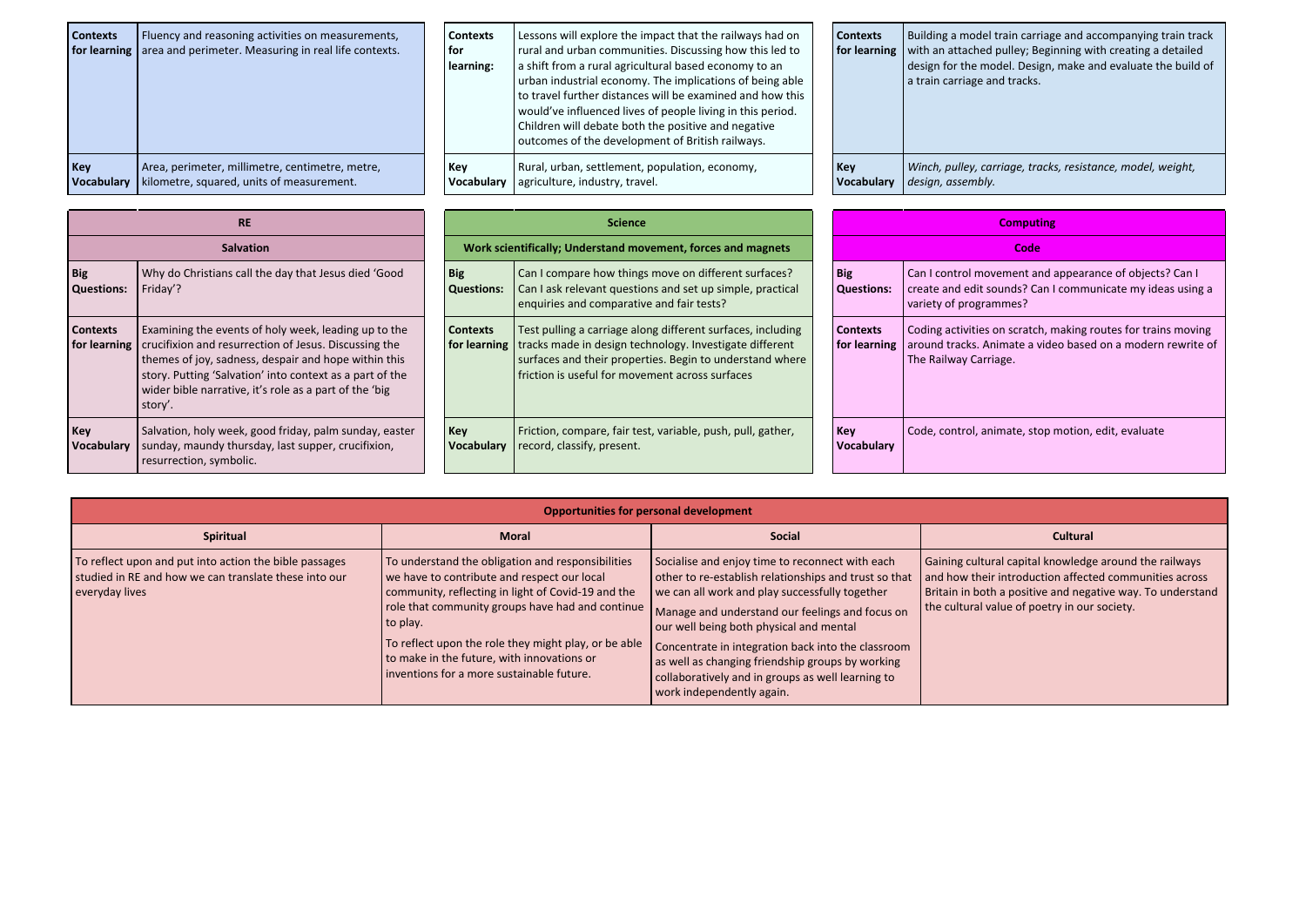| | |
|---|---|
| **Contexts for learning** | Fluency and reasoning activities on measurements, area and perimeter. Measuring in real life contexts. |
| **Key Vocabulary** | Area, perimeter, millimetre, centimetre, metre, kilometre, squared, units of measurement. |

| | |
|---|---|
| **Contexts for learning:** | Lessons will explore the impact that the railways had on rural and urban communities. Discussing how this led to a shift from a rural agricultural based economy to an urban industrial economy. The implications of being able to travel further distances will be examined and how this would've influenced lives of people living in this period. Children will debate both the positive and negative outcomes of the development of British railways. |
| **Key Vocabulary** | Rural, urban, settlement, population, economy, agriculture, industry, travel. |

| | |
|---|---|
| **Contexts for learning** | Building a model train carriage and accompanying train track with an attached pulley; Beginning with creating a detailed design for the model. Design, make and evaluate the build of a train carriage and tracks. |
| **Key Vocabulary** | *Winch, pulley, carriage, tracks, resistance, model, weight, design, assembly.* |

| **RE** | |
|---|---|
| **Salvation** | |
| **Big Questions:** | Why do Christians call the day that Jesus died 'Good Friday'? |
| **Contexts for learning** | Examining the events of holy week, leading up to the crucifixion and resurrection of Jesus. Discussing the themes of joy, sadness, despair and hope within this story. Putting 'Salvation' into context as a part of the wider bible narrative, it's role as a part of the 'big story'. |
| **Key Vocabulary** | Salvation, holy week, good friday, palm sunday, easter sunday, maundy thursday, last supper, crucifixion, resurrection, symbolic. |

| **Science** | |
|---|---|
| **Work scientifically; Understand movement, forces and magnets** | |
| **Big Questions:** | Can I compare how things move on different surfaces? Can I ask relevant questions and set up simple, practical enquiries and comparative and fair tests? |
| **Contexts for learning** | Test pulling a carriage along different surfaces, including tracks made in design technology. Investigate different surfaces and their properties. Begin to understand where friction is useful for movement across surfaces |
| **Key Vocabulary** | Friction, compare, fair test, variable, push, pull, gather, record, classify, present. |

| **Computing** | |
|---|---|
| **Code** | |
| **Big Questions:** | Can I control movement and appearance of objects? Can I create and edit sounds? Can I communicate my ideas using a variety of programmes? |
| **Contexts for learning** | Coding activities on scratch, making routes for trains moving around tracks. Animate a video based on a modern rewrite of The Railway Carriage. |
| **Key Vocabulary** | Code, control, animate, stop motion, edit, evaluate |

| **Opportunities for personal development** | | | |
|---|---|---|---|
| **Spiritual** | **Moral** | **Social** | **Cultural** |
| To reflect upon and put into action the bible passages studied in RE and how we can translate these into our everyday lives | To understand the obligation and responsibilities we have to contribute and respect our local community, reflecting in light of Covid-19 and the role that community groups have had and continue to play.<br><br>To reflect upon the role they might play, or be able to make in the future, with innovations or inventions for a more sustainable future. | Socialise and enjoy time to reconnect with each other to re-establish relationships and trust so that we can all work and play successfully together<br><br>Manage and understand our feelings and focus on our well being both physical and mental<br><br>Concentrate in integration back into the classroom as well as changing friendship groups by working collaboratively and in groups as well learning to work independently again. | Gaining cultural capital knowledge around the railways and how their introduction affected communities across Britain in both a positive and negative way. To understand the cultural value of poetry in our society. |